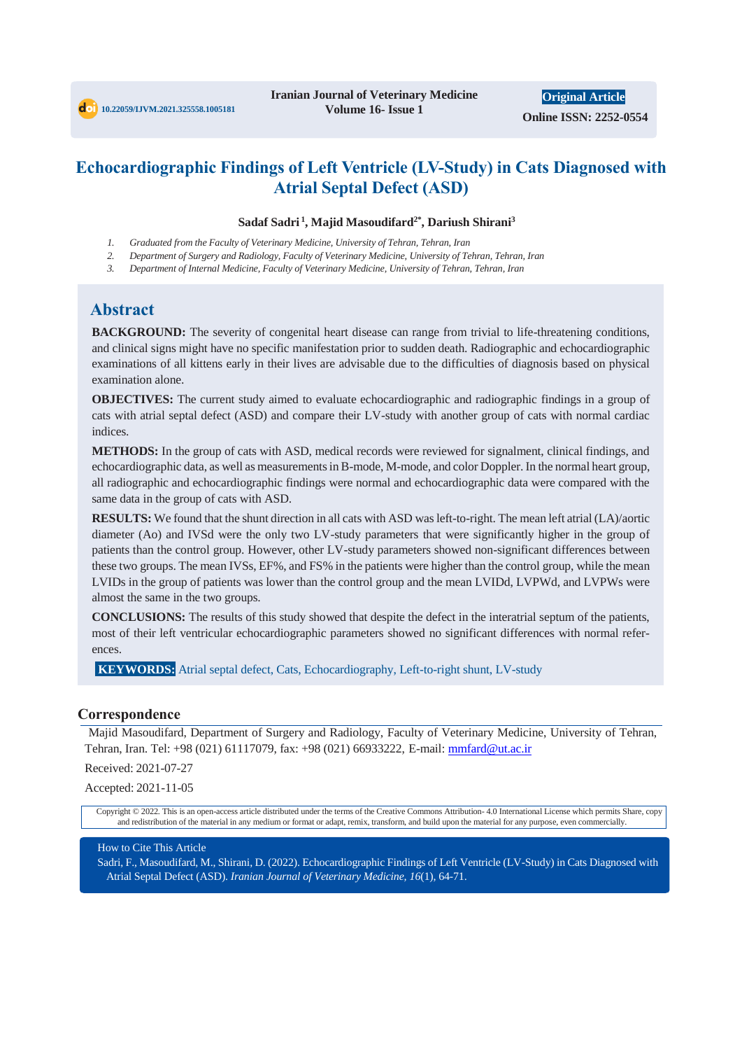10.22059/IJVM.2021.325558.1005181

Iranian Journal of Veterinary Medicine
Volume 16- Issue 1

Original Article

Online ISSN: 2252-0554

# Echocardiographic Findings of Left Ventricle (LV-Study) in Cats Diagnosed with Atrial Septal Defect (ASD)

**Sadaf Sadri [1], Majid Masoudifard [2*], Dariush Shirani [3]**

1. *Graduated from the Faculty of Veterinary Medicine, University of Tehran, Tehran, Iran*
2. *Department of Surgery and Radiology, Faculty of Veterinary Medicine, University of Tehran, Tehran, Iran*
3. *Department of Internal Medicine, Faculty of Veterinary Medicine, University of Tehran, Tehran, Iran*

## Abstract

**BACKGROUND:** The severity of congenital heart disease can range from trivial to life-threatening conditions, and clinical signs might have no specific manifestation prior to sudden death. Radiographic and echocardiographic examinations of all kittens early in their lives are advisable due to the difficulties of diagnosis based on physical examination alone.

**OBJECTIVES:** The current study aimed to evaluate echocardiographic and radiographic findings in a group of cats with atrial septal defect (ASD) and compare their LV-study with another group of cats with normal cardiac indices.

**METHODS:** In the group of cats with ASD, medical records were reviewed for signalment, clinical findings, and echocardiographic data, as well as measurements in B-mode, M-mode, and color Doppler. In the normal heart group, all radiographic and echocardiographic findings were normal and echocardiographic data were compared with the same data in the group of cats with ASD.

**RESULTS:** We found that the shunt direction in all cats with ASD was left-to-right. The mean left atrial (LA)/aortic diameter (Ao) and IVSd were the only two LV-study parameters that were significantly higher in the group of patients than the control group. However, other LV-study parameters showed non-significant differences between these two groups. The mean IVSs, EF%, and FS% in the patients were higher than the control group, while the mean LVIDs in the group of patients was lower than the control group and the mean LVIDd, LVPWd, and LVPWs were almost the same in the two groups.

**CONCLUSIONS:** The results of this study showed that despite the defect in the interatrial septum of the patients, most of their left ventricular echocardiographic parameters showed no significant differences with normal references.

**KEYWORDS:** Atrial septal defect, Cats, Echocardiography, Left-to-right shunt, LV-study

## Correspondence

Majid Masoudifard, Department of Surgery and Radiology, Faculty of Veterinary Medicine, University of Tehran, Tehran, Iran. Tel: +98 (021) 61117079, fax: +98 (021) 66933222, E-mail: mmfard@ut.ac.ir

Received: 2021-07-27

Accepted: 2021-11-05

Copyright © 2022. This is an open-access article distributed under the terms of the Creative Commons Attribution- 4.0 International License which permits Share, copy and redistribution of the material in any medium or format or adapt, remix, transform, and build upon the material for any purpose, even commercially.

How to Cite This Article

Sadri, F., Masoudifard, M., Shirani, D. (2022). Echocardiographic Findings of Left Ventricle (LV-Study) in Cats Diagnosed with Atrial Septal Defect (ASD). *Iranian Journal of Veterinary Medicine, 16*(1), 64-71.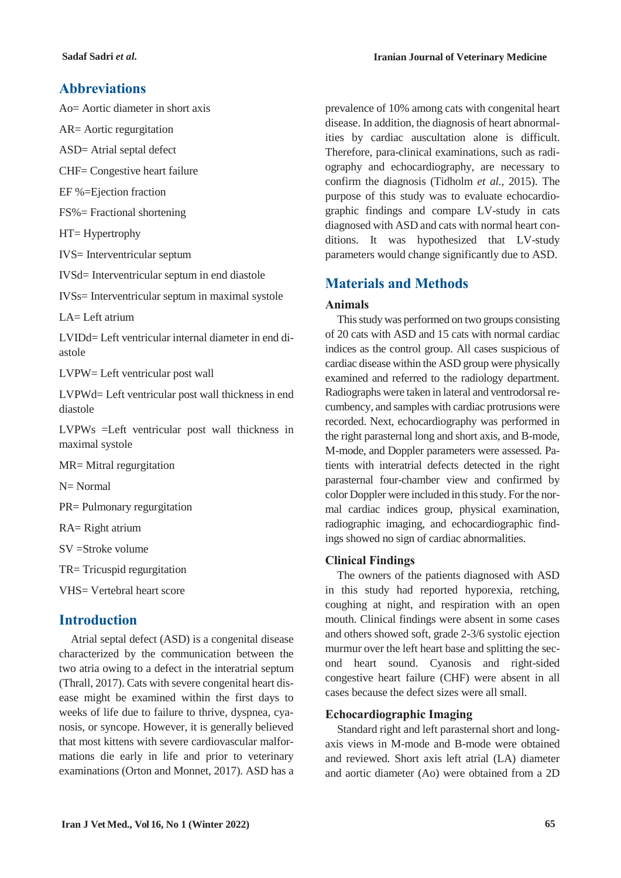## Abbreviations

Ao= Aortic diameter in short axis

AR= Aortic regurgitation

ASD= Atrial septal defect

CHF= Congestive heart failure

EF %=Ejection fraction

FS%= Fractional shortening

HT= Hypertrophy

IVS= Interventricular septum

IVSd= Interventricular septum in end diastole

IVSs= Interventricular septum in maximal systole

LA= Left atrium

LVIDd= Left ventricular internal diameter in end diastole

LVPW= Left ventricular post wall

LVPWd= Left ventricular post wall thickness in end diastole

LVPWs =Left ventricular post wall thickness in maximal systole

MR= Mitral regurgitation

N= Normal

PR= Pulmonary regurgitation

RA= Right atrium

SV =Stroke volume

TR= Tricuspid regurgitation

VHS= Vertebral heart score

## Introduction

Atrial septal defect (ASD) is a congenital disease characterized by the communication between the two atria owing to a defect in the interatrial septum (Thrall, 2017). Cats with severe congenital heart disease might be examined within the first days to weeks of life due to failure to thrive, dyspnea, cyanosis, or syncope. However, it is generally believed that most kittens with severe cardiovascular malformations die early in life and prior to veterinary examinations (Orton and Monnet, 2017). ASD has a prevalence of 10% among cats with congenital heart disease. In addition, the diagnosis of heart abnormalities by cardiac auscultation alone is difficult. Therefore, para-clinical examinations, such as radiography and echocardiography, are necessary to confirm the diagnosis (Tidholm *et al*., 2015). The purpose of this study was to evaluate echocardiographic findings and compare LV-study in cats diagnosed with ASD and cats with normal heart conditions. It was hypothesized that LV-study parameters would change significantly due to ASD.

## Materials and Methods

### Animals

This study was performed on two groups consisting of 20 cats with ASD and 15 cats with normal cardiac indices as the control group. All cases suspicious of cardiac disease within the ASD group were physically examined and referred to the radiology department. Radiographs were taken in lateral and ventrodorsal recumbency, and samples with cardiac protrusions were recorded. Next, echocardiography was performed in the right parasternal long and short axis, and B-mode, M-mode, and Doppler parameters were assessed. Patients with interatrial defects detected in the right parasternal four-chamber view and confirmed by color Doppler were included in this study. For the normal cardiac indices group, physical examination, radiographic imaging, and echocardiographic findings showed no sign of cardiac abnormalities.

### Clinical Findings

The owners of the patients diagnosed with ASD in this study had reported hyporexia, retching, coughing at night, and respiration with an open mouth. Clinical findings were absent in some cases and others showed soft, grade 2-3/6 systolic ejection murmur over the left heart base and splitting the second heart sound. Cyanosis and right-sided congestive heart failure (CHF) were absent in all cases because the defect sizes were all small.

### Echocardiographic Imaging

Standard right and left parasternal short and long-axis views in M-mode and B-mode were obtained and reviewed. Short axis left atrial (LA) diameter and aortic diameter (Ao) were obtained from a 2D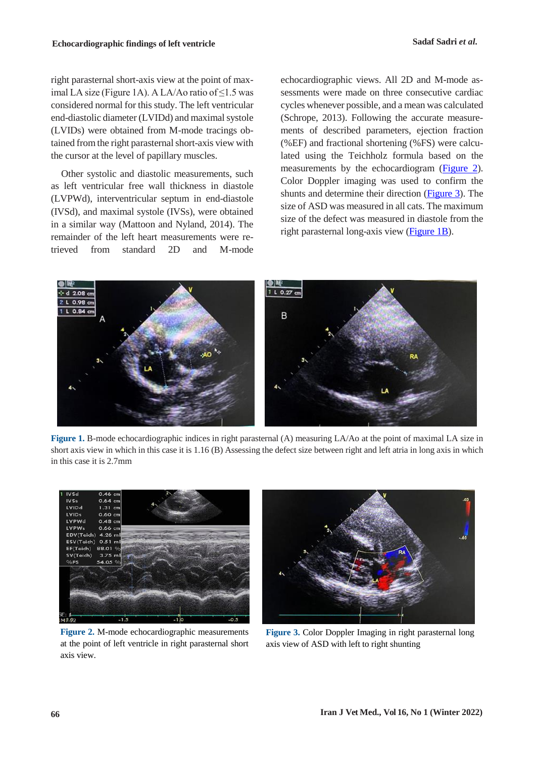right parasternal short-axis view at the point of maximal LA size (Figure 1A). A LA/Ao ratio of ≤1.5 was considered normal for this study. The left ventricular end-diastolic diameter (LVIDd) and maximal systole (LVIDs) were obtained from M-mode tracings obtained from the right parasternal short-axis view with the cursor at the level of papillary muscles.

Other systolic and diastolic measurements, such as left ventricular free wall thickness in diastole (LVPWd), interventricular septum in end-diastole (IVSd), and maximal systole (IVSs), were obtained in a similar way (Mattoon and Nyland, 2014). The remainder of the left heart measurements were retrieved from standard 2D and M-mode echocardiographic views. All 2D and M-mode assessments were made on three consecutive cardiac cycles whenever possible, and a mean was calculated (Schrope, 2013). Following the accurate measurements of described parameters, ejection fraction (%EF) and fractional shortening (%FS) were calculated using the Teichholz formula based on the measurements by the echocardiogram (Figure 2). Color Doppler imaging was used to confirm the shunts and determine their direction (Figure 3). The size of ASD was measured in all cats. The maximum size of the defect was measured in diastole from the right parasternal long-axis view (Figure 1B).

**Figure 1.** B-mode echocardiographic indices in right parasternal (A) measuring LA/Ao at the point of maximal LA size in short axis view in which in this case it is 1.16 (B) Assessing the defect size between right and left atria in long axis in which in this case it is 2.7mm

**Figure 2.** M-mode echocardiographic measurements at the point of left ventricle in right parasternal short axis view.

**Figure 3.** Color Doppler Imaging in right parasternal long axis view of ASD with left to right shunting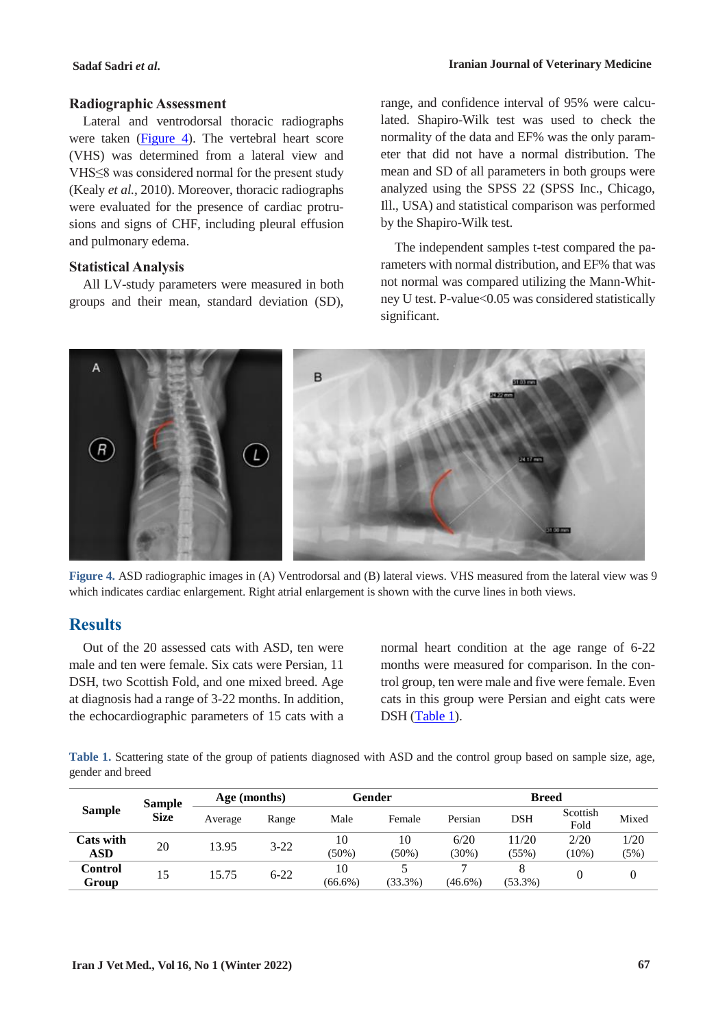### Radiographic Assessment

Lateral and ventrodorsal thoracic radiographs were taken (Figure 4). The vertebral heart score (VHS) was determined from a lateral view and VHS≤8 was considered normal for the present study (Kealy *et al.*, 2010). Moreover, thoracic radiographs were evaluated for the presence of cardiac protrusions and signs of CHF, including pleural effusion and pulmonary edema.

### Statistical Analysis

All LV-study parameters were measured in both groups and their mean, standard deviation (SD), range, and confidence interval of 95% were calculated. Shapiro-Wilk test was used to check the normality of the data and EF% was the only parameter that did not have a normal distribution. The mean and SD of all parameters in both groups were analyzed using the SPSS 22 (SPSS Inc., Chicago, Ill., USA) and statistical comparison was performed by the Shapiro-Wilk test.

The independent samples t-test compared the parameters with normal distribution, and EF% that was not normal was compared utilizing the Mann-Whitney U test. P-value<0.05 was considered statistically significant.

**Figure 4.** ASD radiographic images in (A) Ventrodorsal and (B) lateral views. VHS measured from the lateral view was 9 which indicates cardiac enlargement. Right atrial enlargement is shown with the curve lines in both views.

## Results

Out of the 20 assessed cats with ASD, ten were male and ten were female. Six cats were Persian, 11 DSH, two Scottish Fold, and one mixed breed. Age at diagnosis had a range of 3-22 months. In addition, the echocardiographic parameters of 15 cats with a normal heart condition at the age range of 6-22 months were measured for comparison. In the control group, ten were male and five were female. Even cats in this group were Persian and eight cats were DSH (Table 1).

**Table 1.** Scattering state of the group of patients diagnosed with ASD and the control group based on sample size, age, gender and breed

| Sample | Sample Size | Age (months) | | Gender | | Breed | | | |
|---|---|---|---|---|---|---|---|---|---|
| | | Average | Range | Male | Female | Persian | DSH | Scottish Fold | Mixed |
| Cats with ASD | 20 | 13.95 | 3-22 | 10 (50%) | 10 (50%) | 6/20 (30%) | 11/20 (55%) | 2/20 (10%) | 1/20 (5%) |
| Control Group | 15 | 15.75 | 6-22 | 10 (66.6%) | 5 (33.3%) | 7 (46.6%) | 8 (53.3%) | 0 | 0 |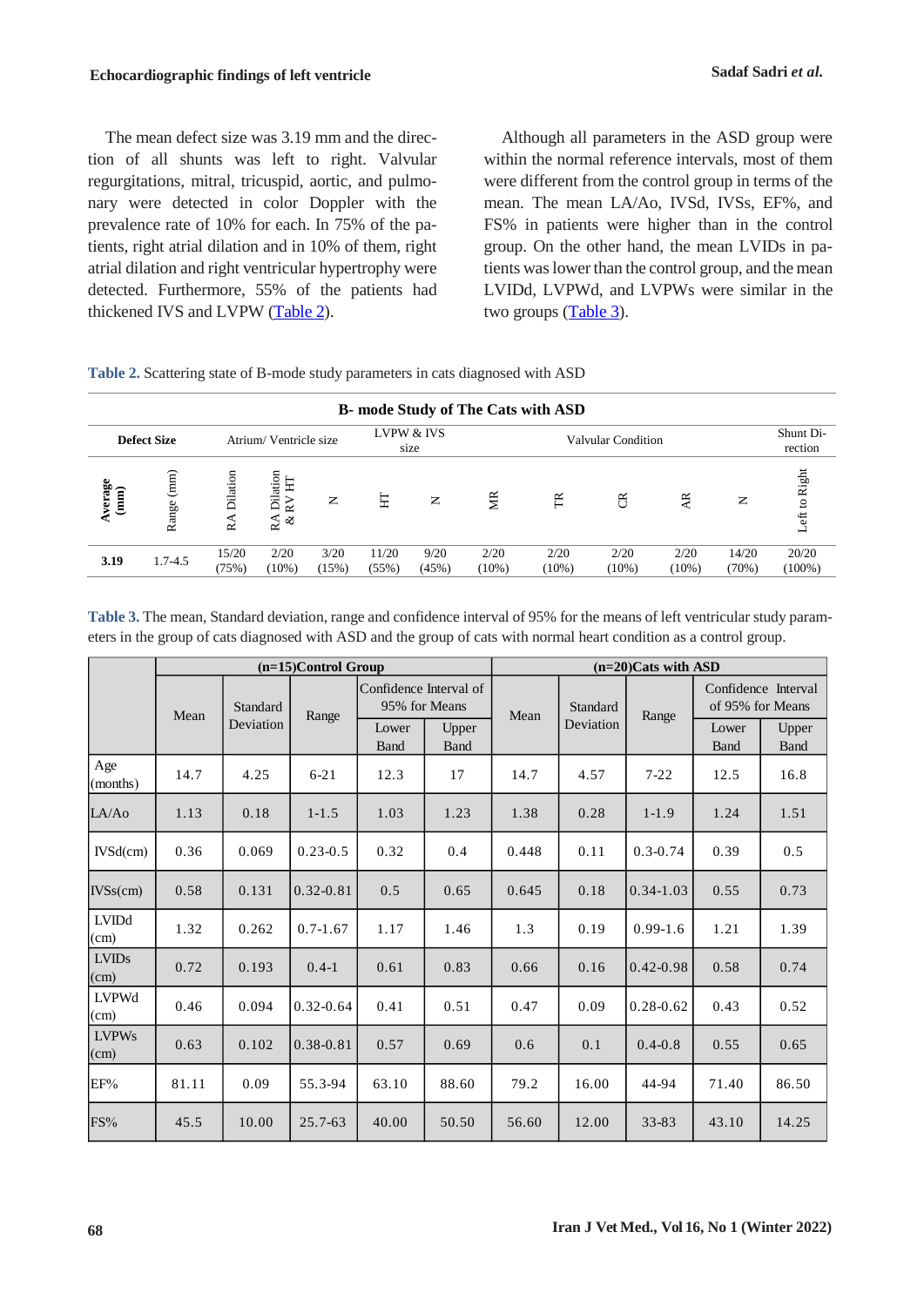The mean defect size was 3.19 mm and the direction of all shunts was left to right. Valvular regurgitations, mitral, tricuspid, aortic, and pulmonary were detected in color Doppler with the prevalence rate of 10% for each. In 75% of the patients, right atrial dilation and in 10% of them, right atrial dilation and right ventricular hypertrophy were detected. Furthermore, 55% of the patients had thickened IVS and LVPW (Table 2).

Although all parameters in the ASD group were within the normal reference intervals, most of them were different from the control group in terms of the mean. The mean LA/Ao, IVSd, IVSs, EF%, and FS% in patients were higher than in the control group. On the other hand, the mean LVIDs in patients was lower than the control group, and the mean LVIDd, LVPWd, and LVPWs were similar in the two groups (Table 3).

**Table 2.** Scattering state of B-mode study parameters in cats diagnosed with ASD

| B- mode Study of The Cats with ASD | | | | | | | | | | | | |
|---|---|---|---|---|---|---|---|---|---|---|---|---|
| **Defect Size** | | Atrium/ Ventricle size | | | LVPW & IVS size | | Valvular Condition | | | | | Shunt Direction |
| **Average (mm)** | Range (mm) | RA Dilation | RA Dilation & RV HT | N | HT | N | MR | TR | CR | AR | N | Left to Right |
| **3.19** | 1.7-4.5 | 15/20 (75%) | 2/20 (10%) | 3/20 (15%) | 11/20 (55%) | 9/20 (45%) | 2/20 (10%) | 2/20 (10%) | 2/20 (10%) | 2/20 (10%) | 14/20 (70%) | 20/20 (100%) |

**Table 3.** The mean, Standard deviation, range and confidence interval of 95% for the means of left ventricular study parameters in the group of cats diagnosed with ASD and the group of cats with normal heart condition as a control group.

| | (n=15)Control Group | | | | | (n=20)Cats with ASD | | | | |
|---|---|---|---|---|---|---|---|---|---|---|
| | Mean | Standard Deviation | Range | Confidence Interval of 95% for Means | | Mean | Standard Deviation | Range | Confidence Interval of 95% for Means | |
| | | | | Lower Band | Upper Band | | | | Lower Band | Upper Band |
| Age (months) | 14.7 | 4.25 | 6-21 | 12.3 | 17 | 14.7 | 4.57 | 7-22 | 12.5 | 16.8 |
| LA/Ao | 1.13 | 0.18 | 1-1.5 | 1.03 | 1.23 | 1.38 | 0.28 | 1-1.9 | 1.24 | 1.51 |
| IVSd(cm) | 0.36 | 0.069 | 0.23-0.5 | 0.32 | 0.4 | 0.448 | 0.11 | 0.3-0.74 | 0.39 | 0.5 |
| IVSs(cm) | 0.58 | 0.131 | 0.32-0.81 | 0.5 | 0.65 | 0.645 | 0.18 | 0.34-1.03 | 0.55 | 0.73 |
| LVIDd (cm) | 1.32 | 0.262 | 0.7-1.67 | 1.17 | 1.46 | 1.3 | 0.19 | 0.99-1.6 | 1.21 | 1.39 |
| LVIDs (cm) | 0.72 | 0.193 | 0.4-1 | 0.61 | 0.83 | 0.66 | 0.16 | 0.42-0.98 | 0.58 | 0.74 |
| LVPWd (cm) | 0.46 | 0.094 | 0.32-0.64 | 0.41 | 0.51 | 0.47 | 0.09 | 0.28-0.62 | 0.43 | 0.52 |
| LVPWs (cm) | 0.63 | 0.102 | 0.38-0.81 | 0.57 | 0.69 | 0.6 | 0.1 | 0.4-0.8 | 0.55 | 0.65 |
| EF% | 81.11 | 0.09 | 55.3-94 | 63.10 | 88.60 | 79.2 | 16.00 | 44-94 | 71.40 | 86.50 |
| FS% | 45.5 | 10.00 | 25.7-63 | 40.00 | 50.50 | 56.60 | 12.00 | 33-83 | 43.10 | 14.25 |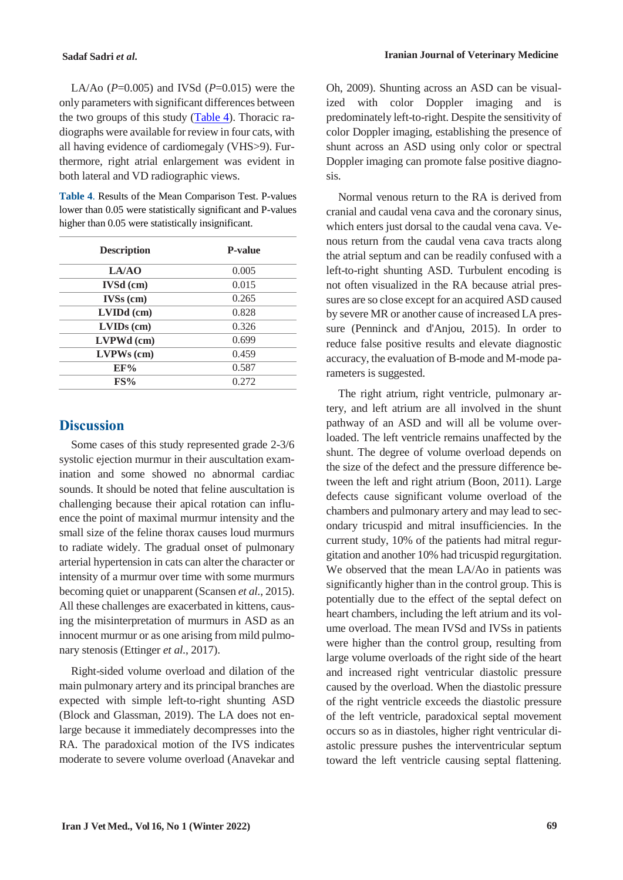LA/Ao (*P*=0.005) and IVSd (*P*=0.015) were the only parameters with significant differences between the two groups of this study (Table 4). Thoracic radiographs were available for review in four cats, with all having evidence of cardiomegaly (VHS>9). Furthermore, right atrial enlargement was evident in both lateral and VD radiographic views.

**Table 4**. Results of the Mean Comparison Test. P-values lower than 0.05 were statistically significant and P-values higher than 0.05 were statistically insignificant.

| Description | P-value |
|---|---|
| **LA/AO** | 0.005 |
| **IVSd (cm)** | 0.015 |
| **IVSs (cm)** | 0.265 |
| **LVIDd (cm)** | 0.828 |
| **LVIDs (cm)** | 0.326 |
| **LVPWd (cm)** | 0.699 |
| **LVPWs (cm)** | 0.459 |
| **EF%** | 0.587 |
| **FS%** | 0.272 |

## Discussion

Some cases of this study represented grade 2-3/6 systolic ejection murmur in their auscultation examination and some showed no abnormal cardiac sounds. It should be noted that feline auscultation is challenging because their apical rotation can influence the point of maximal murmur intensity and the small size of the feline thorax causes loud murmurs to radiate widely. The gradual onset of pulmonary arterial hypertension in cats can alter the character or intensity of a murmur over time with some murmurs becoming quiet or unapparent (Scansen *et al.*, 2015). All these challenges are exacerbated in kittens, causing the misinterpretation of murmurs in ASD as an innocent murmur or as one arising from mild pulmonary stenosis (Ettinger *et al.*, 2017).

Right-sided volume overload and dilation of the main pulmonary artery and its principal branches are expected with simple left-to-right shunting ASD (Block and Glassman, 2019). The LA does not enlarge because it immediately decompresses into the RA. The paradoxical motion of the IVS indicates moderate to severe volume overload (Anavekar and Oh, 2009). Shunting across an ASD can be visualized with color Doppler imaging and is predominately left-to-right. Despite the sensitivity of color Doppler imaging, establishing the presence of shunt across an ASD using only color or spectral Doppler imaging can promote false positive diagnosis.

Normal venous return to the RA is derived from cranial and caudal vena cava and the coronary sinus, which enters just dorsal to the caudal vena cava. Venous return from the caudal vena cava tracts along the atrial septum and can be readily confused with a left-to-right shunting ASD. Turbulent encoding is not often visualized in the RA because atrial pressures are so close except for an acquired ASD caused by severe MR or another cause of increased LA pressure (Penninck and d'Anjou, 2015). In order to reduce false positive results and elevate diagnostic accuracy, the evaluation of B-mode and M-mode parameters is suggested.

The right atrium, right ventricle, pulmonary artery, and left atrium are all involved in the shunt pathway of an ASD and will all be volume overloaded. The left ventricle remains unaffected by the shunt. The degree of volume overload depends on the size of the defect and the pressure difference between the left and right atrium (Boon, 2011). Large defects cause significant volume overload of the chambers and pulmonary artery and may lead to secondary tricuspid and mitral insufficiencies. In the current study, 10% of the patients had mitral regurgitation and another 10% had tricuspid regurgitation. We observed that the mean LA/Ao in patients was significantly higher than in the control group. This is potentially due to the effect of the septal defect on heart chambers, including the left atrium and its volume overload. The mean IVSd and IVSs in patients were higher than the control group, resulting from large volume overloads of the right side of the heart and increased right ventricular diastolic pressure caused by the overload. When the diastolic pressure of the right ventricle exceeds the diastolic pressure of the left ventricle, paradoxical septal movement occurs so as in diastoles, higher right ventricular diastolic pressure pushes the interventricular septum toward the left ventricle causing septal flattening.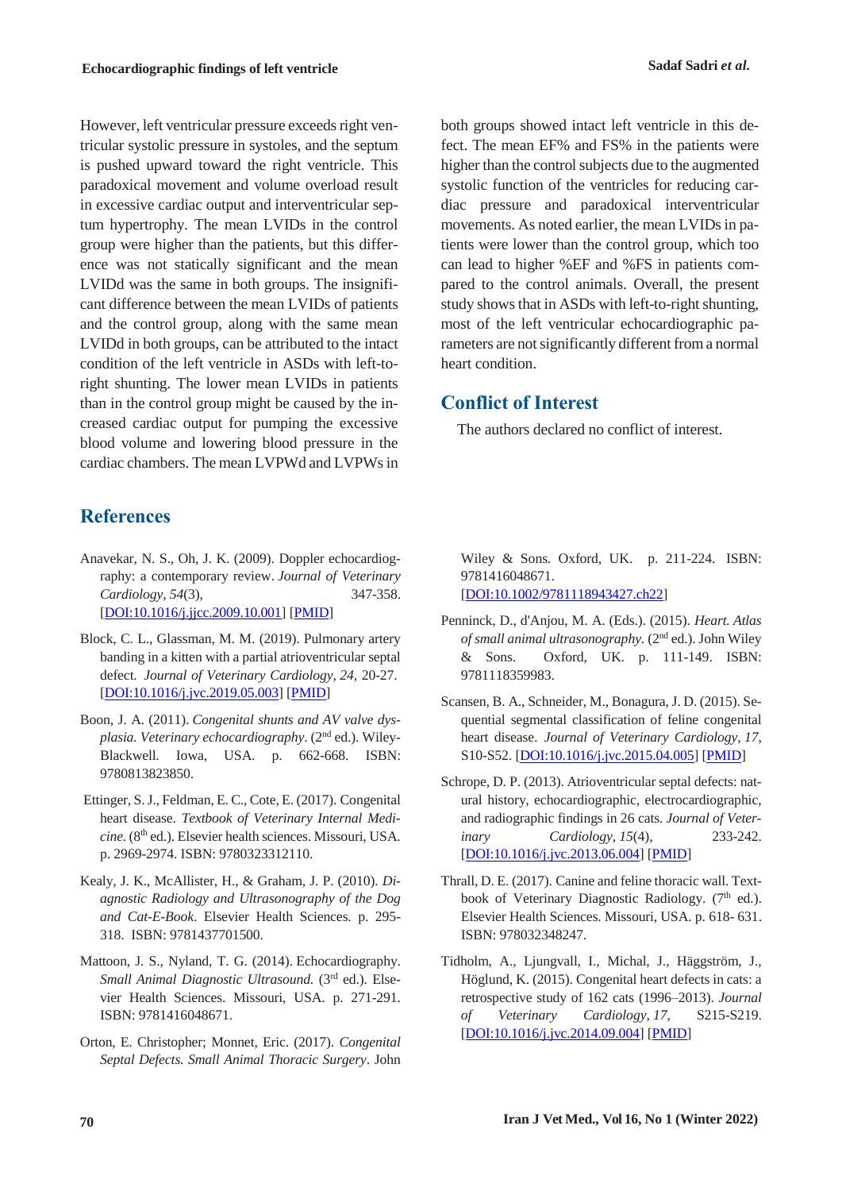However, left ventricular pressure exceeds right ventricular systolic pressure in systoles, and the septum is pushed upward toward the right ventricle. This paradoxical movement and volume overload result in excessive cardiac output and interventricular septum hypertrophy. The mean LVIDs in the control group were higher than the patients, but this difference was not statically significant and the mean LVIDd was the same in both groups. The insignificant difference between the mean LVIDs of patients and the control group, along with the same mean LVIDd in both groups, can be attributed to the intact condition of the left ventricle in ASDs with left-to-right shunting. The lower mean LVIDs in patients than in the control group might be caused by the increased cardiac output for pumping the excessive blood volume and lowering blood pressure in the cardiac chambers. The mean LVPWd and LVPWs in both groups showed intact left ventricle in this defect. The mean EF% and FS% in the patients were higher than the control subjects due to the augmented systolic function of the ventricles for reducing cardiac pressure and paradoxical interventricular movements. As noted earlier, the mean LVIDs in patients were lower than the control group, which too can lead to higher %EF and %FS in patients compared to the control animals. Overall, the present study shows that in ASDs with left-to-right shunting, most of the left ventricular echocardiographic parameters are not significantly different from a normal heart condition.

## Conflict of Interest

The authors declared no conflict of interest.

## References

Anavekar, N. S., Oh, J. K. (2009). Doppler echocardiography: a contemporary review. *Journal of Veterinary Cardiology*, *54*(3), 347-358. [DOI:10.1016/j.jjcc.2009.10.001] [PMID]

Block, C. L., Glassman, M. M. (2019). Pulmonary artery banding in a kitten with a partial atrioventricular septal defect. *Journal of Veterinary Cardiology*, *24*, 20-27. [DOI:10.1016/j.jvc.2019.05.003] [PMID]

Boon, J. A. (2011). *Congenital shunts and AV valve dysplasia. Veterinary echocardiography*. (2nd ed.). Wiley-Blackwell. Iowa, USA. p. 662-668. ISBN: 9780813823850.

Ettinger, S. J., Feldman, E. C., Cote, E. (2017). Congenital heart disease. *Textbook of Veterinary Internal Medicine*. (8th ed.). Elsevier health sciences. Missouri, USA. p. 2969-2974. ISBN: 9780323312110.

Kealy, J. K., McAllister, H., & Graham, J. P. (2010). *Diagnostic Radiology and Ultrasonography of the Dog and Cat-E-Book*. Elsevier Health Sciences. p. 295-318. ISBN: 9781437701500.

Mattoon, J. S., Nyland, T. G. (2014). Echocardiography. *Small Animal Diagnostic Ultrasound.* (3rd ed.). Elsevier Health Sciences. Missouri, USA. p. 271-291. ISBN: 9781416048671.

Orton, E. Christopher; Monnet, Eric. (2017). *Congenital Septal Defects. Small Animal Thoracic Surgery*. John Wiley & Sons. Oxford, UK. p. 211-224. ISBN: 9781416048671. [DOI:10.1002/9781118943427.ch22]

Penninck, D., d'Anjou, M. A. (Eds.). (2015). *Heart. Atlas of small animal ultrasonography.* (2nd ed.). John Wiley & Sons. Oxford, UK. p. 111-149. ISBN: 9781118359983.

Scansen, B. A., Schneider, M., Bonagura, J. D. (2015). Sequential segmental classification of feline congenital heart disease. *Journal of Veterinary Cardiology*, *17*, S10-S52. [DOI:10.1016/j.jvc.2015.04.005] [PMID]

Schrope, D. P. (2013). Atrioventricular septal defects: natural history, echocardiographic, electrocardiographic, and radiographic findings in 26 cats. *Journal of Veterinary Cardiology*, *15*(4), 233-242. [DOI:10.1016/j.jvc.2013.06.004] [PMID]

Thrall, D. E. (2017). Canine and feline thoracic wall. Textbook of Veterinary Diagnostic Radiology. (7th ed.). Elsevier Health Sciences. Missouri, USA. p. 618- 631. ISBN: 978032348247.

Tidholm, A., Ljungvall, I., Michal, J., Häggström, J., Höglund, K. (2015). Congenital heart defects in cats: a retrospective study of 162 cats (1996–2013). *Journal of Veterinary Cardiology*, *17*, S215-S219. [DOI:10.1016/j.jvc.2014.09.004] [PMID]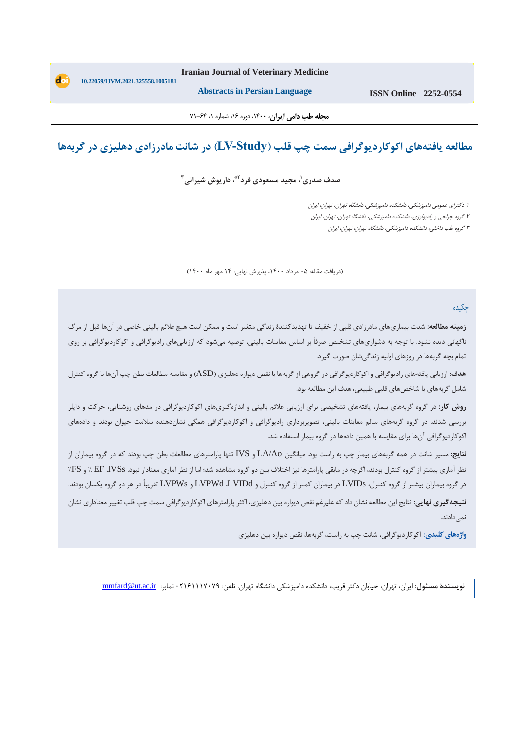Iranian Journal of Veterinary Medicine

10.22059/IJVM.2021.325558.1005181

Abstracts in Persian Language

ISSN Online 2252-0554

**مجله طب دامی ایران**، ۱۴۰۰، دوره ۱۶، شماره ۱، ۶۴-۷۱

# مطالعه یافته‌های اکوکاردیوگرافی سمت چپ قلب (LV-Study) در شانت مادرزادی دهلیزی در گربه‌ها

**صدف صدری[۱]، مجید مسعودی فرد[۲*]، داریوش شیرانی[۳]**

*۱ دکترای عمومی دامپزشکی، دانشکده دامپزشکی، دانشگاه تهران، تهران، ایران*

*۲ گروه جراحی و رادیولوژی، دانشکده دامپزشکی، دانشگاه تهران، تهران، ایران*

*۳ گروه طب داخلی، دانشکده دامپزشکی، دانشگاه تهران، تهران، ایران*

(دریافت مقاله: ۰۵ مرداد ۱۴۰۰، پذیرش نهایی: ۱۴ مهر ماه ۱۴۰۰)

## چکیده

**زمینه مطالعه:** شدت بیماری‌های مادرزادی قلبی از خفیف تا تهدیدکنندهٔ زندگی متغیر است و ممکن است هیچ علائم بالینی خاصی در آن‌ها قبل از مرگ ناگهانی دیده نشود. با توجه به دشواری‌های تشخیص صرفاً بر اساس معاینات بالینی، توصیه می‌شود که ارزیابی‌های رادیوگرافی و اکوکاردیوگرافی بر روی تمام بچه گربه‌ها در روزهای اولیه زندگی‌شان صورت گیرد.

**هدف:** ارزیابی یافته‌های رادیوگرافی و اکوکاردیوگرافی در گروهی از گربه‌ها با نقص دیواره دهلیزی (ASD) و مقایسه مطالعات بطن چپ آن‌ها با گروه کنترل شامل گربه‌های با شاخص‌های قلبی طبیعی، هدف این مطالعه بود.

**روش کار:** در گروه گربه‌های بیمار، یافته‌های تشخیصی برای ارزیابی علائم بالینی و اندازه‌گیری‌های اکوکاردیوگرافی در مدهای روشنایی، حرکت و داپلر بررسی شدند. در گروه گربه‌های سالم معاینات بالینی، تصویربرداری رادیوگرافی و اکوکاردیوگرافی همگی نشان‌دهنده سلامت حیوان بودند و داده‌های اکوکاردیوگرافی آن‌ها برای مقایسه با همین داده‌ها در گروه بیمار استفاده شد.

**نتایج:** مسیر شانت در همه گربه‌های بیمار چپ به راست بود. میانگین LA/Ao و IVS تنها پارامترهای مطالعات بطن چپ بودند که در گروه بیماران از نظر آماری بیشتر از گروه کنترل بودند، اگرچه در مابقی پارامترها نیز اختلاف بین دو گروه مشاهده شد؛ اما از نظر آماری معنادار نبود. IVSs، EF٪ و FS٪ در گروه بیماران بیشتر از گروه کنترل، LVIDs در بیماران کمتر از گروه کنترل و LVIDd، LVPWd و LVPWs تقریباً در هر دو گروه یکسان بودند.

**نتیجه‌گیری نهایی:** نتایج این مطالعه نشان داد که علیرغم نقص دیواره بین دهلیزی، اکثر پارامترهای اکوکاردیوگرافی سمت چپ قلب تغییر معناداری نشان نمی‌دادند.

**واژه‌های کلیدی:** اکوکاردیوگرافی، شانت چپ به راست، گربه‌ها، نقص دیواره بین دهلیزی

**نویسندهٔ مسئول:** ایران، تهران، خیابان دکتر قریب، دانشکده دامپزشکی دانشگاه تهران. تلفن: ۰۲۱۶۱۱۱۷۰۷۹ نمابر: mmfard@ut.ac.ir